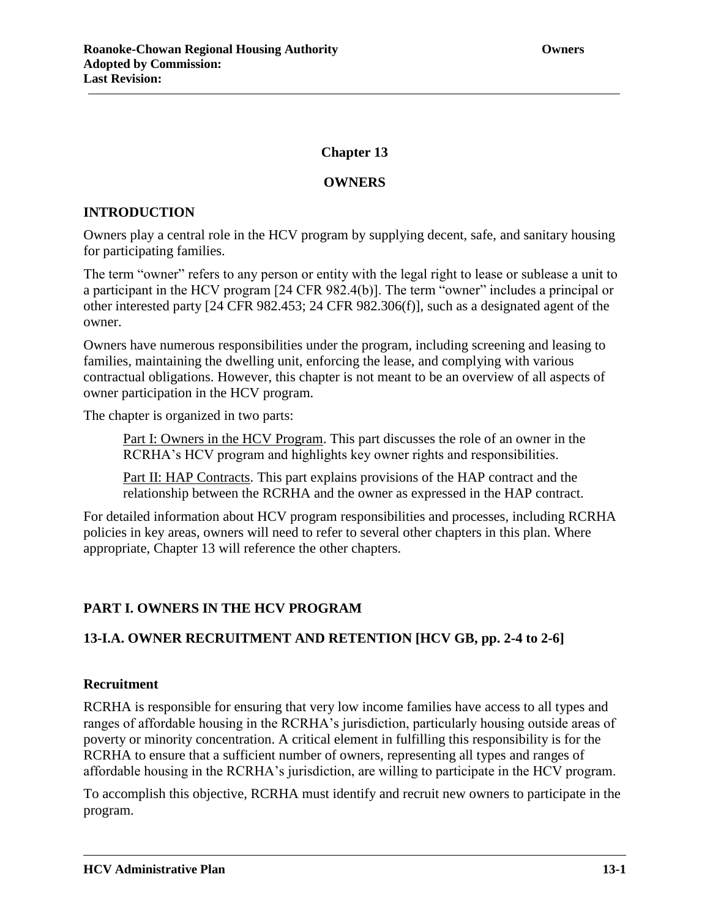# Chapter 13

# OWNERS

## INTRODUCTION

Owners play a central role in the HCV program by supplying decent, safe, and sanitary housing for participating families.

The term "owner" refers to any person or entity with the legal right to lease or sublease a unit to a participant in the HCV program [24 CFR 982.4(b)]. The term "owner" includes a principal or other interested party [24 CFR 982.453; 24 CFR 982.306(f)], such as a designated agent of the owner.

Owners have numerous responsibilities under the program, including screening and leasing to families, maintaining the dwelling unit, enforcing the lease, and complying with various contractual obligations. However, this chapter is not meant to be an overview of all aspects of owner participation in the HCV program.

The chapter is organized in two parts:

> Part I: Owners in the HCV Program. This part discusses the role of an owner in the RCRHA's HCV program and highlights key owner rights and responsibilities.
>
> Part II: HAP Contracts. This part explains provisions of the HAP contract and the relationship between the RCRHA and the owner as expressed in the HAP contract.

For detailed information about HCV program responsibilities and processes, including RCRHA policies in key areas, owners will need to refer to several other chapters in this plan. Where appropriate, Chapter 13 will reference the other chapters.

## PART I. OWNERS IN THE HCV PROGRAM

### 13-I.A. OWNER RECRUITMENT AND RETENTION [HCV GB, pp. 2-4 to 2-6]

#### Recruitment

RCRHA is responsible for ensuring that very low income families have access to all types and ranges of affordable housing in the RCRHA's jurisdiction, particularly housing outside areas of poverty or minority concentration. A critical element in fulfilling this responsibility is for the RCRHA to ensure that a sufficient number of owners, representing all types and ranges of affordable housing in the RCRHA's jurisdiction, are willing to participate in the HCV program.

To accomplish this objective, RCRHA must identify and recruit new owners to participate in the program.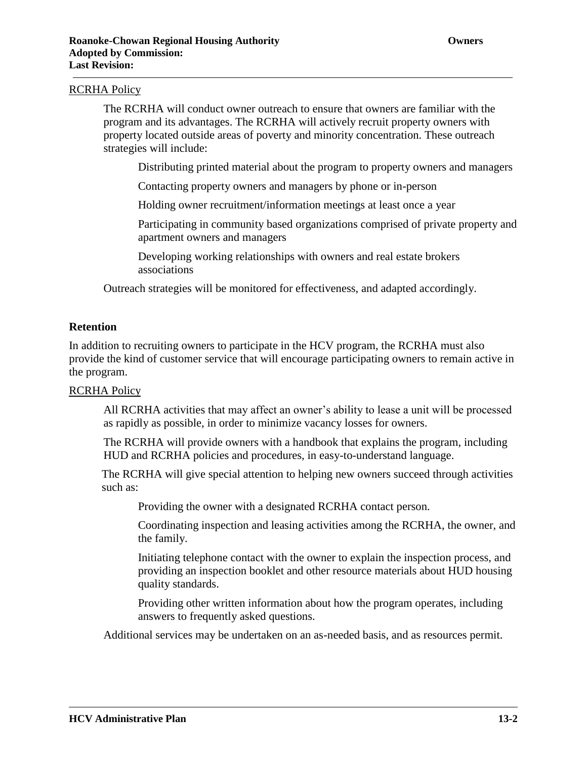RCRHA Policy

The RCRHA will conduct owner outreach to ensure that owners are familiar with the program and its advantages. The RCRHA will actively recruit property owners with property located outside areas of poverty and minority concentration. These outreach strategies will include:

- Distributing printed material about the program to property owners and managers
- Contacting property owners and managers by phone or in-person
- Holding owner recruitment/information meetings at least once a year
- Participating in community based organizations comprised of private property and apartment owners and managers
- Developing working relationships with owners and real estate brokers associations

Outreach strategies will be monitored for effectiveness, and adapted accordingly.

**Retention**

In addition to recruiting owners to participate in the HCV program, the RCRHA must also provide the kind of customer service that will encourage participating owners to remain active in the program.

RCRHA Policy

All RCRHA activities that may affect an owner's ability to lease a unit will be processed as rapidly as possible, in order to minimize vacancy losses for owners.

The RCRHA will provide owners with a handbook that explains the program, including HUD and RCRHA policies and procedures, in easy-to-understand language.

The RCRHA will give special attention to helping new owners succeed through activities such as:

- Providing the owner with a designated RCRHA contact person.
- Coordinating inspection and leasing activities among the RCRHA, the owner, and the family.
- Initiating telephone contact with the owner to explain the inspection process, and providing an inspection booklet and other resource materials about HUD housing quality standards.
- Providing other written information about how the program operates, including answers to frequently asked questions.

Additional services may be undertaken on an as-needed basis, and as resources permit.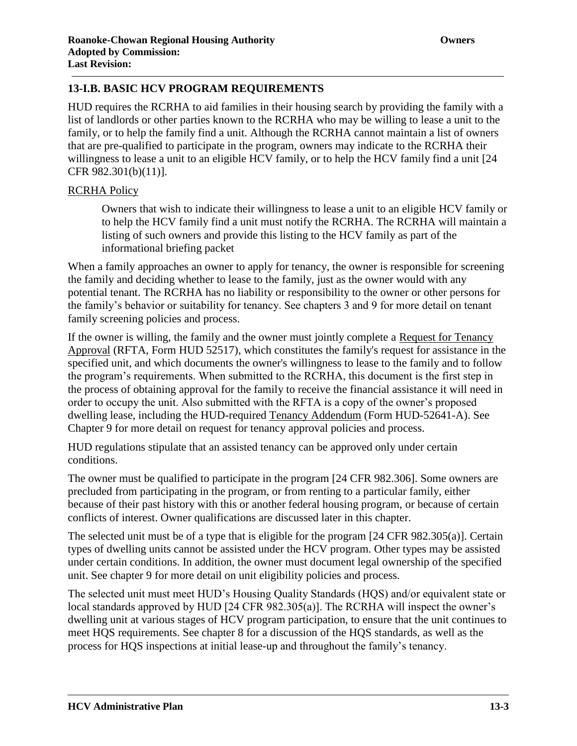## 13-I.B. BASIC HCV PROGRAM REQUIREMENTS

HUD requires the RCRHA to aid families in their housing search by providing the family with a list of landlords or other parties known to the RCRHA who may be willing to lease a unit to the family, or to help the family find a unit. Although the RCRHA cannot maintain a list of owners that are pre-qualified to participate in the program, owners may indicate to the RCRHA their willingness to lease a unit to an eligible HCV family, or to help the HCV family find a unit [24 CFR 982.301(b)(11)].

RCRHA Policy

> Owners that wish to indicate their willingness to lease a unit to an eligible HCV family or to help the HCV family find a unit must notify the RCRHA. The RCRHA will maintain a listing of such owners and provide this listing to the HCV family as part of the informational briefing packet

When a family approaches an owner to apply for tenancy, the owner is responsible for screening the family and deciding whether to lease to the family, just as the owner would with any potential tenant. The RCRHA has no liability or responsibility to the owner or other persons for the family's behavior or suitability for tenancy. See chapters 3 and 9 for more detail on tenant family screening policies and process.

If the owner is willing, the family and the owner must jointly complete a Request for Tenancy Approval (RFTA, Form HUD 52517), which constitutes the family's request for assistance in the specified unit, and which documents the owner's willingness to lease to the family and to follow the program's requirements. When submitted to the RCRHA, this document is the first step in the process of obtaining approval for the family to receive the financial assistance it will need in order to occupy the unit. Also submitted with the RFTA is a copy of the owner's proposed dwelling lease, including the HUD-required Tenancy Addendum (Form HUD-52641-A). See Chapter 9 for more detail on request for tenancy approval policies and process.

HUD regulations stipulate that an assisted tenancy can be approved only under certain conditions.

The owner must be qualified to participate in the program [24 CFR 982.306]. Some owners are precluded from participating in the program, or from renting to a particular family, either because of their past history with this or another federal housing program, or because of certain conflicts of interest. Owner qualifications are discussed later in this chapter.

The selected unit must be of a type that is eligible for the program [24 CFR 982.305(a)]. Certain types of dwelling units cannot be assisted under the HCV program. Other types may be assisted under certain conditions. In addition, the owner must document legal ownership of the specified unit. See chapter 9 for more detail on unit eligibility policies and process.

The selected unit must meet HUD's Housing Quality Standards (HQS) and/or equivalent state or local standards approved by HUD [24 CFR 982.305(a)]. The RCRHA will inspect the owner's dwelling unit at various stages of HCV program participation, to ensure that the unit continues to meet HQS requirements. See chapter 8 for a discussion of the HQS standards, as well as the process for HQS inspections at initial lease-up and throughout the family's tenancy.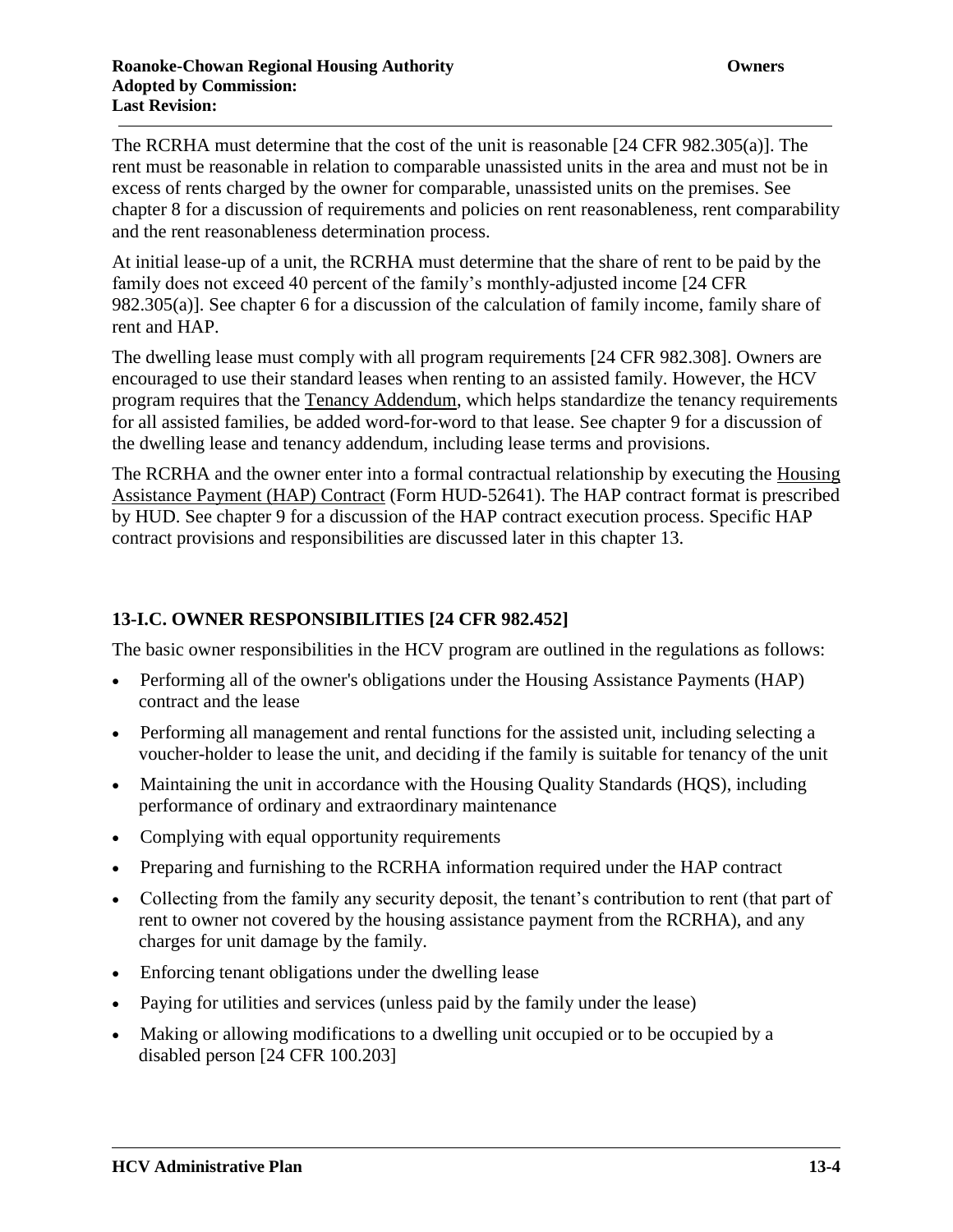The RCRHA must determine that the cost of the unit is reasonable [24 CFR 982.305(a)]. The rent must be reasonable in relation to comparable unassisted units in the area and must not be in excess of rents charged by the owner for comparable, unassisted units on the premises. See chapter 8 for a discussion of requirements and policies on rent reasonableness, rent comparability and the rent reasonableness determination process.

At initial lease-up of a unit, the RCRHA must determine that the share of rent to be paid by the family does not exceed 40 percent of the family's monthly-adjusted income [24 CFR 982.305(a)]. See chapter 6 for a discussion of the calculation of family income, family share of rent and HAP.

The dwelling lease must comply with all program requirements [24 CFR 982.308]. Owners are encouraged to use their standard leases when renting to an assisted family. However, the HCV program requires that the Tenancy Addendum, which helps standardize the tenancy requirements for all assisted families, be added word-for-word to that lease. See chapter 9 for a discussion of the dwelling lease and tenancy addendum, including lease terms and provisions.

The RCRHA and the owner enter into a formal contractual relationship by executing the Housing Assistance Payment (HAP) Contract (Form HUD-52641). The HAP contract format is prescribed by HUD. See chapter 9 for a discussion of the HAP contract execution process. Specific HAP contract provisions and responsibilities are discussed later in this chapter 13.

### 13-I.C. OWNER RESPONSIBILITIES [24 CFR 982.452]

The basic owner responsibilities in the HCV program are outlined in the regulations as follows:

- Performing all of the owner's obligations under the Housing Assistance Payments (HAP) contract and the lease
- Performing all management and rental functions for the assisted unit, including selecting a voucher-holder to lease the unit, and deciding if the family is suitable for tenancy of the unit
- Maintaining the unit in accordance with the Housing Quality Standards (HQS), including performance of ordinary and extraordinary maintenance
- Complying with equal opportunity requirements
- Preparing and furnishing to the RCRHA information required under the HAP contract
- Collecting from the family any security deposit, the tenant's contribution to rent (that part of rent to owner not covered by the housing assistance payment from the RCRHA), and any charges for unit damage by the family.
- Enforcing tenant obligations under the dwelling lease
- Paying for utilities and services (unless paid by the family under the lease)
- Making or allowing modifications to a dwelling unit occupied or to be occupied by a disabled person [24 CFR 100.203]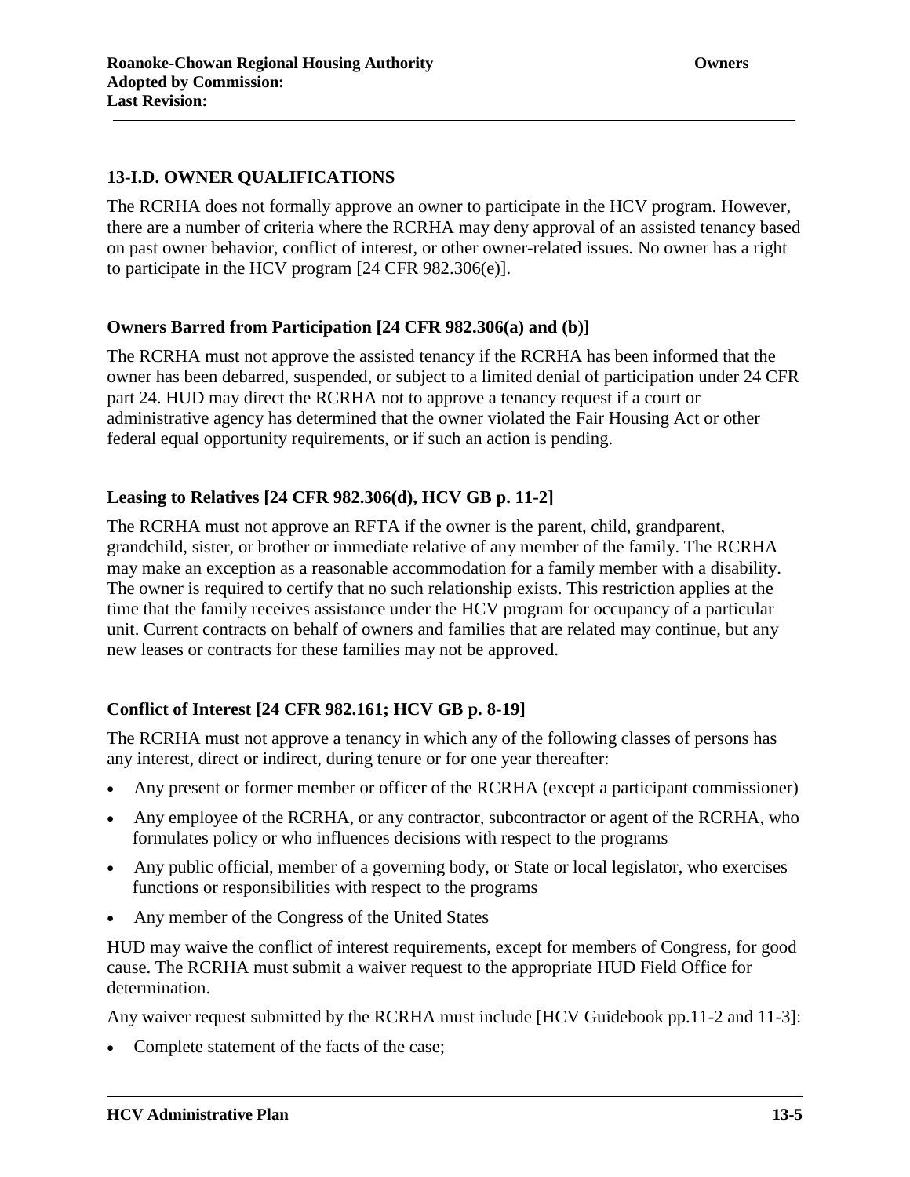## 13-I.D. OWNER QUALIFICATIONS

The RCRHA does not formally approve an owner to participate in the HCV program. However, there are a number of criteria where the RCRHA may deny approval of an assisted tenancy based on past owner behavior, conflict of interest, or other owner-related issues. No owner has a right to participate in the HCV program [24 CFR 982.306(e)].

### Owners Barred from Participation [24 CFR 982.306(a) and (b)]

The RCRHA must not approve the assisted tenancy if the RCRHA has been informed that the owner has been debarred, suspended, or subject to a limited denial of participation under 24 CFR part 24. HUD may direct the RCRHA not to approve a tenancy request if a court or administrative agency has determined that the owner violated the Fair Housing Act or other federal equal opportunity requirements, or if such an action is pending.

### Leasing to Relatives [24 CFR 982.306(d), HCV GB p. 11-2]

The RCRHA must not approve an RFTA if the owner is the parent, child, grandparent, grandchild, sister, or brother or immediate relative of any member of the family. The RCRHA may make an exception as a reasonable accommodation for a family member with a disability. The owner is required to certify that no such relationship exists. This restriction applies at the time that the family receives assistance under the HCV program for occupancy of a particular unit. Current contracts on behalf of owners and families that are related may continue, but any new leases or contracts for these families may not be approved.

### Conflict of Interest [24 CFR 982.161; HCV GB p. 8-19]

The RCRHA must not approve a tenancy in which any of the following classes of persons has any interest, direct or indirect, during tenure or for one year thereafter:

- Any present or former member or officer of the RCRHA (except a participant commissioner)
- Any employee of the RCRHA, or any contractor, subcontractor or agent of the RCRHA, who formulates policy or who influences decisions with respect to the programs
- Any public official, member of a governing body, or State or local legislator, who exercises functions or responsibilities with respect to the programs
- Any member of the Congress of the United States

HUD may waive the conflict of interest requirements, except for members of Congress, for good cause. The RCRHA must submit a waiver request to the appropriate HUD Field Office for determination.

Any waiver request submitted by the RCRHA must include [HCV Guidebook pp.11-2 and 11-3]:

- Complete statement of the facts of the case;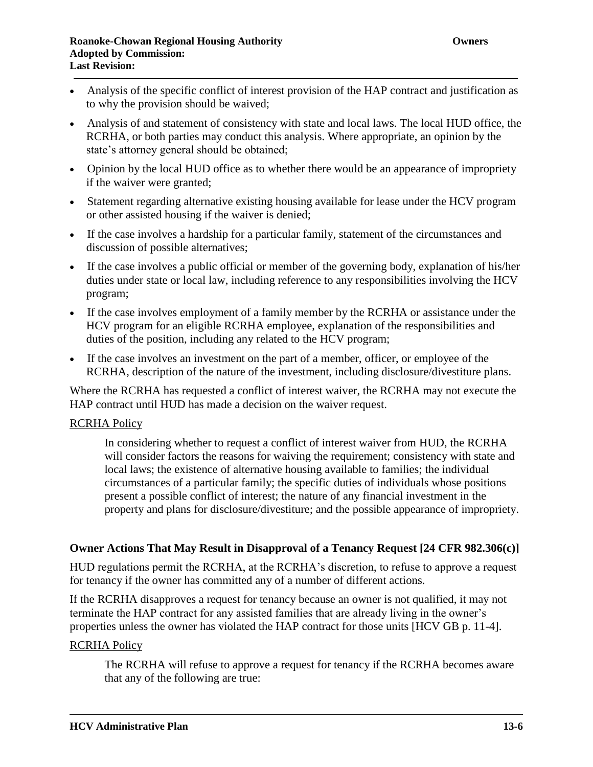- Analysis of the specific conflict of interest provision of the HAP contract and justification as to why the provision should be waived;
- Analysis of and statement of consistency with state and local laws. The local HUD office, the RCRHA, or both parties may conduct this analysis. Where appropriate, an opinion by the state's attorney general should be obtained;
- Opinion by the local HUD office as to whether there would be an appearance of impropriety if the waiver were granted;
- Statement regarding alternative existing housing available for lease under the HCV program or other assisted housing if the waiver is denied;
- If the case involves a hardship for a particular family, statement of the circumstances and discussion of possible alternatives;
- If the case involves a public official or member of the governing body, explanation of his/her duties under state or local law, including reference to any responsibilities involving the HCV program;
- If the case involves employment of a family member by the RCRHA or assistance under the HCV program for an eligible RCRHA employee, explanation of the responsibilities and duties of the position, including any related to the HCV program;
- If the case involves an investment on the part of a member, officer, or employee of the RCRHA, description of the nature of the investment, including disclosure/divestiture plans.

Where the RCRHA has requested a conflict of interest waiver, the RCRHA may not execute the HAP contract until HUD has made a decision on the waiver request.

RCRHA Policy

> In considering whether to request a conflict of interest waiver from HUD, the RCRHA will consider factors the reasons for waiving the requirement; consistency with state and local laws; the existence of alternative housing available to families; the individual circumstances of a particular family; the specific duties of individuals whose positions present a possible conflict of interest; the nature of any financial investment in the property and plans for disclosure/divestiture; and the possible appearance of impropriety.

**Owner Actions That May Result in Disapproval of a Tenancy Request [24 CFR 982.306(c)]**

HUD regulations permit the RCRHA, at the RCRHA's discretion, to refuse to approve a request for tenancy if the owner has committed any of a number of different actions.

If the RCRHA disapproves a request for tenancy because an owner is not qualified, it may not terminate the HAP contract for any assisted families that are already living in the owner's properties unless the owner has violated the HAP contract for those units [HCV GB p. 11-4].

RCRHA Policy

> The RCRHA will refuse to approve a request for tenancy if the RCRHA becomes aware that any of the following are true: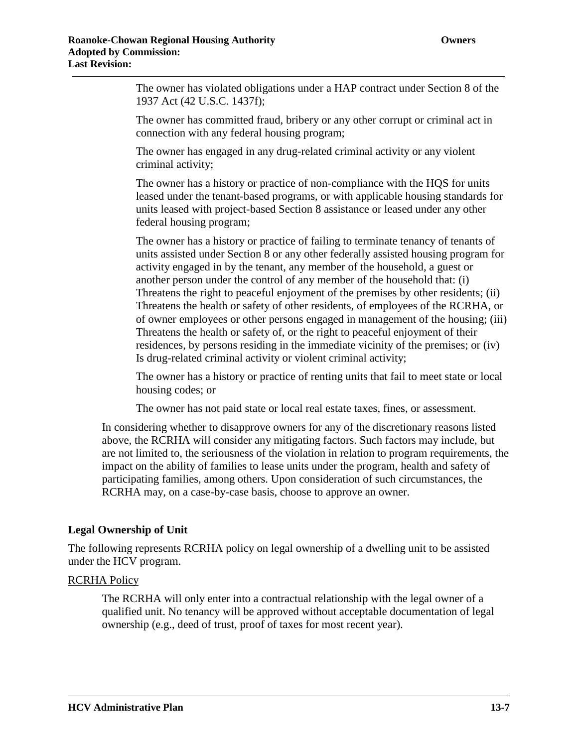The owner has violated obligations under a HAP contract under Section 8 of the 1937 Act (42 U.S.C. 1437f);

The owner has committed fraud, bribery or any other corrupt or criminal act in connection with any federal housing program;

The owner has engaged in any drug-related criminal activity or any violent criminal activity;

The owner has a history or practice of non-compliance with the HQS for units leased under the tenant-based programs, or with applicable housing standards for units leased with project-based Section 8 assistance or leased under any other federal housing program;

The owner has a history or practice of failing to terminate tenancy of tenants of units assisted under Section 8 or any other federally assisted housing program for activity engaged in by the tenant, any member of the household, a guest or another person under the control of any member of the household that: (i) Threatens the right to peaceful enjoyment of the premises by other residents; (ii) Threatens the health or safety of other residents, of employees of the RCRHA, or of owner employees or other persons engaged in management of the housing; (iii) Threatens the health or safety of, or the right to peaceful enjoyment of their residences, by persons residing in the immediate vicinity of the premises; or (iv) Is drug-related criminal activity or violent criminal activity;

The owner has a history or practice of renting units that fail to meet state or local housing codes; or

The owner has not paid state or local real estate taxes, fines, or assessment.

In considering whether to disapprove owners for any of the discretionary reasons listed above, the RCRHA will consider any mitigating factors. Such factors may include, but are not limited to, the seriousness of the violation in relation to program requirements, the impact on the ability of families to lease units under the program, health and safety of participating families, among others. Upon consideration of such circumstances, the RCRHA may, on a case-by-case basis, choose to approve an owner.

### Legal Ownership of Unit

The following represents RCRHA policy on legal ownership of a dwelling unit to be assisted under the HCV program.

<u>RCRHA Policy</u>

The RCRHA will only enter into a contractual relationship with the legal owner of a qualified unit. No tenancy will be approved without acceptable documentation of legal ownership (e.g., deed of trust, proof of taxes for most recent year).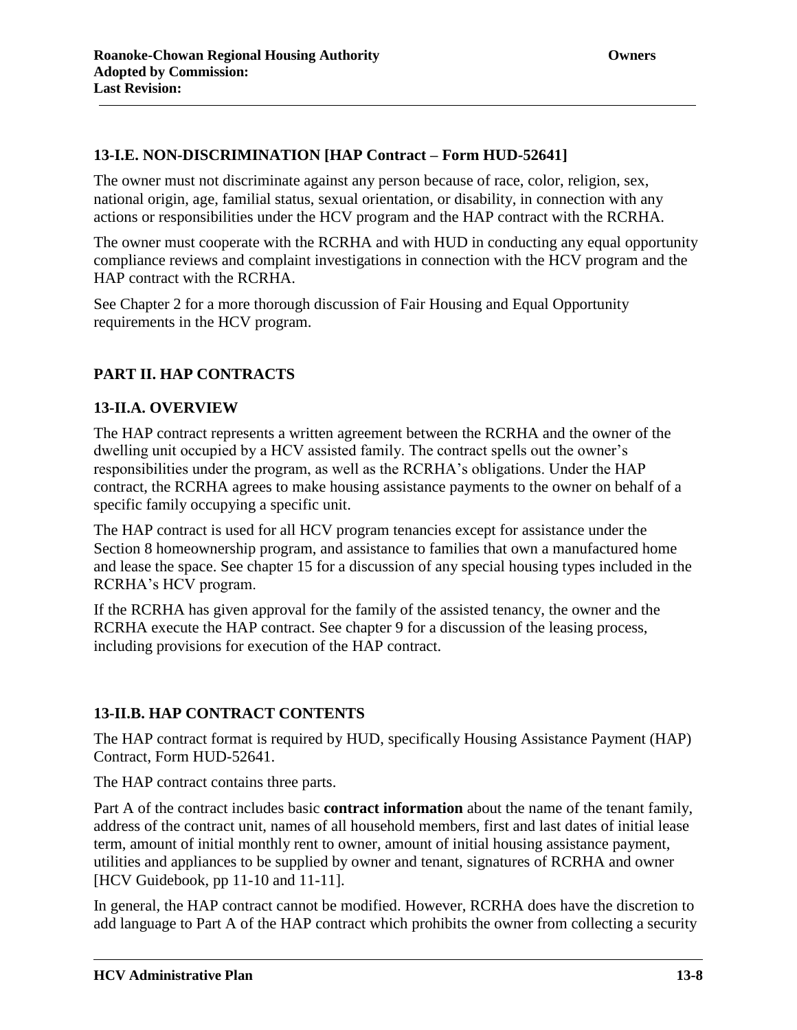### 13-I.E. NON-DISCRIMINATION [HAP Contract – Form HUD-52641]

The owner must not discriminate against any person because of race, color, religion, sex, national origin, age, familial status, sexual orientation, or disability, in connection with any actions or responsibilities under the HCV program and the HAP contract with the RCRHA.

The owner must cooperate with the RCRHA and with HUD in conducting any equal opportunity compliance reviews and complaint investigations in connection with the HCV program and the HAP contract with the RCRHA.

See Chapter 2 for a more thorough discussion of Fair Housing and Equal Opportunity requirements in the HCV program.

## PART II. HAP CONTRACTS

### 13-II.A. OVERVIEW

The HAP contract represents a written agreement between the RCRHA and the owner of the dwelling unit occupied by a HCV assisted family. The contract spells out the owner's responsibilities under the program, as well as the RCRHA's obligations. Under the HAP contract, the RCRHA agrees to make housing assistance payments to the owner on behalf of a specific family occupying a specific unit.

The HAP contract is used for all HCV program tenancies except for assistance under the Section 8 homeownership program, and assistance to families that own a manufactured home and lease the space. See chapter 15 for a discussion of any special housing types included in the RCRHA's HCV program.

If the RCRHA has given approval for the family of the assisted tenancy, the owner and the RCRHA execute the HAP contract. See chapter 9 for a discussion of the leasing process, including provisions for execution of the HAP contract.

### 13-II.B. HAP CONTRACT CONTENTS

The HAP contract format is required by HUD, specifically Housing Assistance Payment (HAP) Contract, Form HUD-52641.

The HAP contract contains three parts.

Part A of the contract includes basic **contract information** about the name of the tenant family, address of the contract unit, names of all household members, first and last dates of initial lease term, amount of initial monthly rent to owner, amount of initial housing assistance payment, utilities and appliances to be supplied by owner and tenant, signatures of RCRHA and owner [HCV Guidebook, pp 11-10 and 11-11].

In general, the HAP contract cannot be modified. However, RCRHA does have the discretion to add language to Part A of the HAP contract which prohibits the owner from collecting a security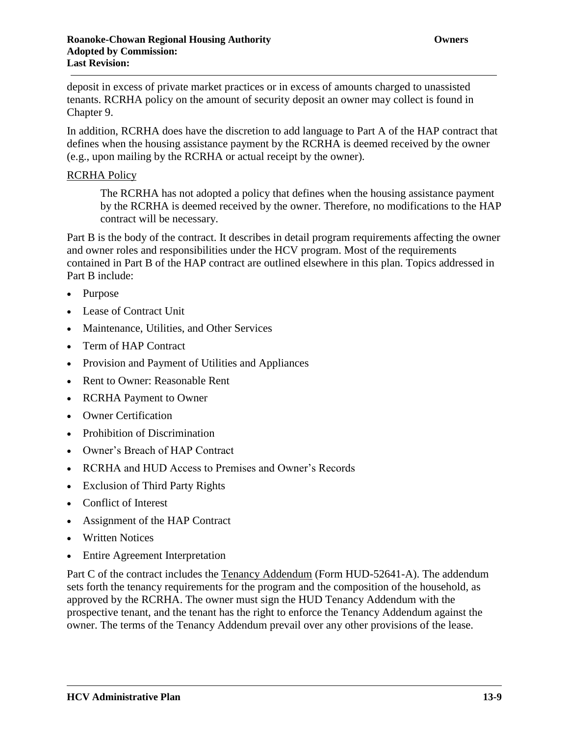deposit in excess of private market practices or in excess of amounts charged to unassisted tenants. RCRHA policy on the amount of security deposit an owner may collect is found in Chapter 9.

In addition, RCRHA does have the discretion to add language to Part A of the HAP contract that defines when the housing assistance payment by the RCRHA is deemed received by the owner (e.g., upon mailing by the RCRHA or actual receipt by the owner).

<u>RCRHA Policy</u>

> The RCRHA has not adopted a policy that defines when the housing assistance payment by the RCRHA is deemed received by the owner. Therefore, no modifications to the HAP contract will be necessary.

Part B is the body of the contract. It describes in detail program requirements affecting the owner and owner roles and responsibilities under the HCV program. Most of the requirements contained in Part B of the HAP contract are outlined elsewhere in this plan. Topics addressed in Part B include:

- Purpose
- Lease of Contract Unit
- Maintenance, Utilities, and Other Services
- Term of HAP Contract
- Provision and Payment of Utilities and Appliances
- Rent to Owner: Reasonable Rent
- RCRHA Payment to Owner
- Owner Certification
- Prohibition of Discrimination
- Owner's Breach of HAP Contract
- RCRHA and HUD Access to Premises and Owner's Records
- Exclusion of Third Party Rights
- Conflict of Interest
- Assignment of the HAP Contract
- Written Notices
- Entire Agreement Interpretation

Part C of the contract includes the <u>Tenancy Addendum</u> (Form HUD-52641-A). The addendum sets forth the tenancy requirements for the program and the composition of the household, as approved by the RCRHA. The owner must sign the HUD Tenancy Addendum with the prospective tenant, and the tenant has the right to enforce the Tenancy Addendum against the owner. The terms of the Tenancy Addendum prevail over any other provisions of the lease.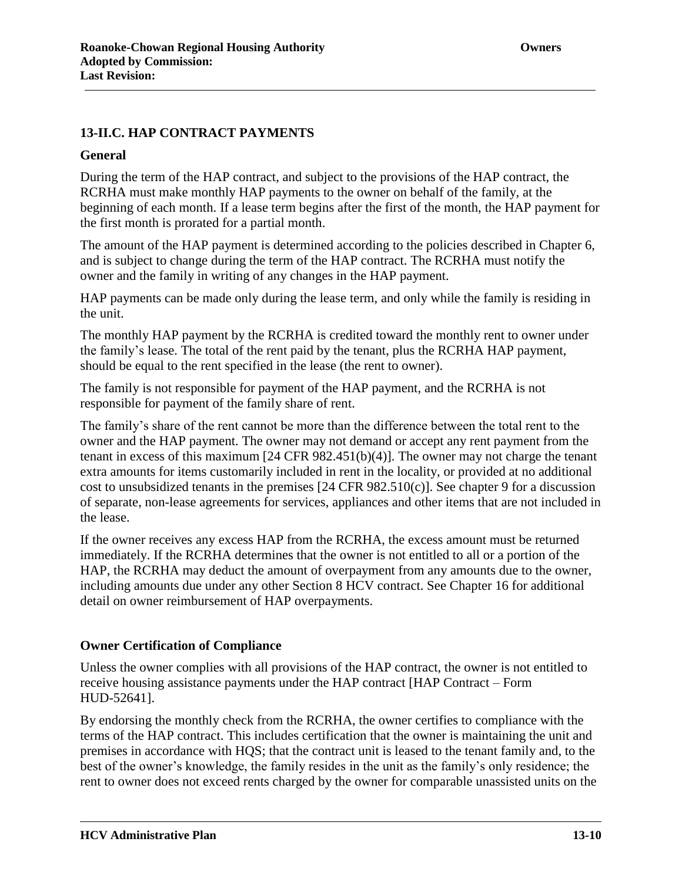## 13-II.C. HAP CONTRACT PAYMENTS

### General

During the term of the HAP contract, and subject to the provisions of the HAP contract, the RCRHA must make monthly HAP payments to the owner on behalf of the family, at the beginning of each month. If a lease term begins after the first of the month, the HAP payment for the first month is prorated for a partial month.

The amount of the HAP payment is determined according to the policies described in Chapter 6, and is subject to change during the term of the HAP contract. The RCRHA must notify the owner and the family in writing of any changes in the HAP payment.

HAP payments can be made only during the lease term, and only while the family is residing in the unit.

The monthly HAP payment by the RCRHA is credited toward the monthly rent to owner under the family's lease. The total of the rent paid by the tenant, plus the RCRHA HAP payment, should be equal to the rent specified in the lease (the rent to owner).

The family is not responsible for payment of the HAP payment, and the RCRHA is not responsible for payment of the family share of rent.

The family's share of the rent cannot be more than the difference between the total rent to the owner and the HAP payment. The owner may not demand or accept any rent payment from the tenant in excess of this maximum [24 CFR 982.451(b)(4)]. The owner may not charge the tenant extra amounts for items customarily included in rent in the locality, or provided at no additional cost to unsubsidized tenants in the premises [24 CFR 982.510(c)]. See chapter 9 for a discussion of separate, non-lease agreements for services, appliances and other items that are not included in the lease.

If the owner receives any excess HAP from the RCRHA, the excess amount must be returned immediately. If the RCRHA determines that the owner is not entitled to all or a portion of the HAP, the RCRHA may deduct the amount of overpayment from any amounts due to the owner, including amounts due under any other Section 8 HCV contract. See Chapter 16 for additional detail on owner reimbursement of HAP overpayments.

### Owner Certification of Compliance

Unless the owner complies with all provisions of the HAP contract, the owner is not entitled to receive housing assistance payments under the HAP contract [HAP Contract – Form HUD-52641].

By endorsing the monthly check from the RCRHA, the owner certifies to compliance with the terms of the HAP contract. This includes certification that the owner is maintaining the unit and premises in accordance with HQS; that the contract unit is leased to the tenant family and, to the best of the owner's knowledge, the family resides in the unit as the family's only residence; the rent to owner does not exceed rents charged by the owner for comparable unassisted units on the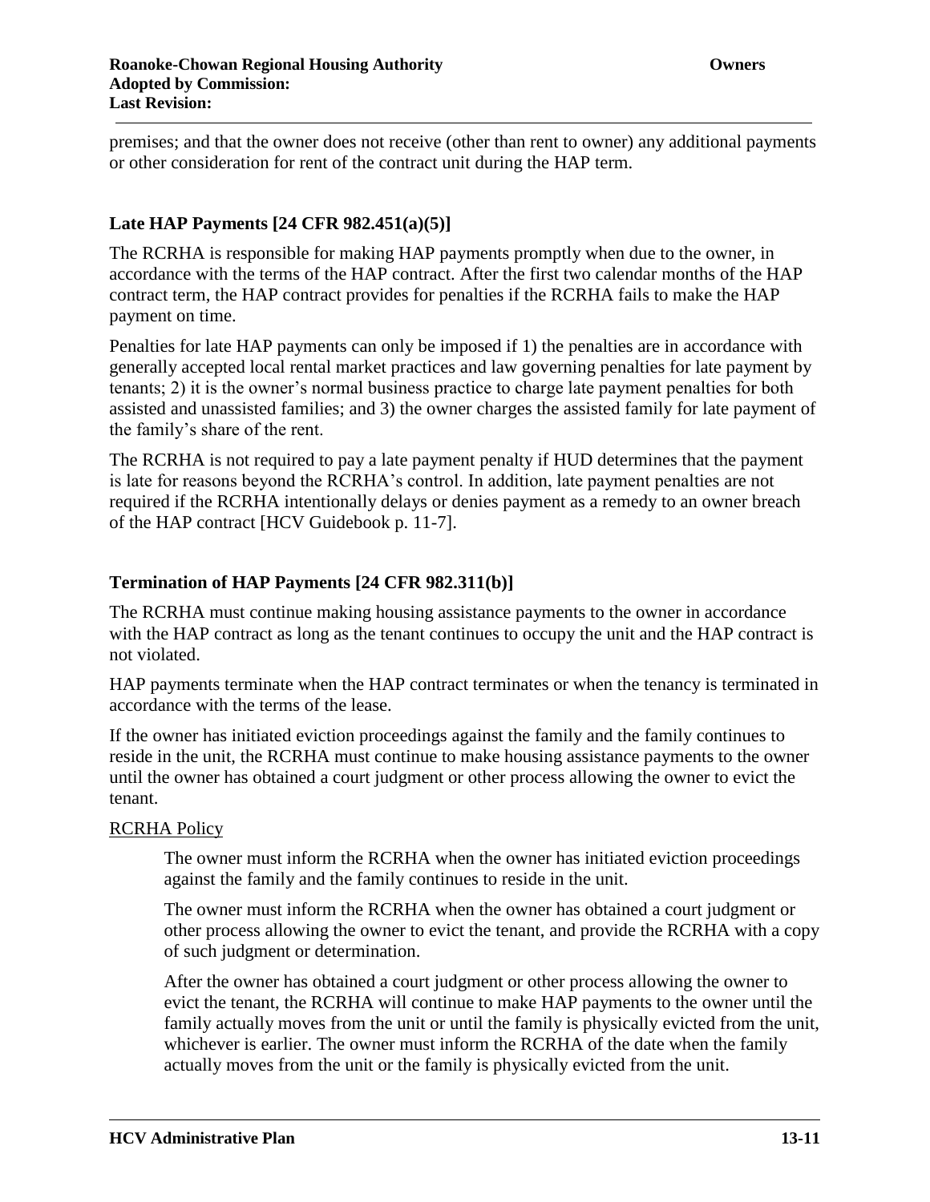premises; and that the owner does not receive (other than rent to owner) any additional payments or other consideration for rent of the contract unit during the HAP term.

### Late HAP Payments [24 CFR 982.451(a)(5)]

The RCRHA is responsible for making HAP payments promptly when due to the owner, in accordance with the terms of the HAP contract. After the first two calendar months of the HAP contract term, the HAP contract provides for penalties if the RCRHA fails to make the HAP payment on time.

Penalties for late HAP payments can only be imposed if 1) the penalties are in accordance with generally accepted local rental market practices and law governing penalties for late payment by tenants; 2) it is the owner's normal business practice to charge late payment penalties for both assisted and unassisted families; and 3) the owner charges the assisted family for late payment of the family's share of the rent.

The RCRHA is not required to pay a late payment penalty if HUD determines that the payment is late for reasons beyond the RCRHA's control. In addition, late payment penalties are not required if the RCRHA intentionally delays or denies payment as a remedy to an owner breach of the HAP contract [HCV Guidebook p. 11-7].

### Termination of HAP Payments [24 CFR 982.311(b)]

The RCRHA must continue making housing assistance payments to the owner in accordance with the HAP contract as long as the tenant continues to occupy the unit and the HAP contract is not violated.

HAP payments terminate when the HAP contract terminates or when the tenancy is terminated in accordance with the terms of the lease.

If the owner has initiated eviction proceedings against the family and the family continues to reside in the unit, the RCRHA must continue to make housing assistance payments to the owner until the owner has obtained a court judgment or other process allowing the owner to evict the tenant.

<u>RCRHA Policy</u>

> The owner must inform the RCRHA when the owner has initiated eviction proceedings against the family and the family continues to reside in the unit.
>
> The owner must inform the RCRHA when the owner has obtained a court judgment or other process allowing the owner to evict the tenant, and provide the RCRHA with a copy of such judgment or determination.
>
> After the owner has obtained a court judgment or other process allowing the owner to evict the tenant, the RCRHA will continue to make HAP payments to the owner until the family actually moves from the unit or until the family is physically evicted from the unit, whichever is earlier. The owner must inform the RCRHA of the date when the family actually moves from the unit or the family is physically evicted from the unit.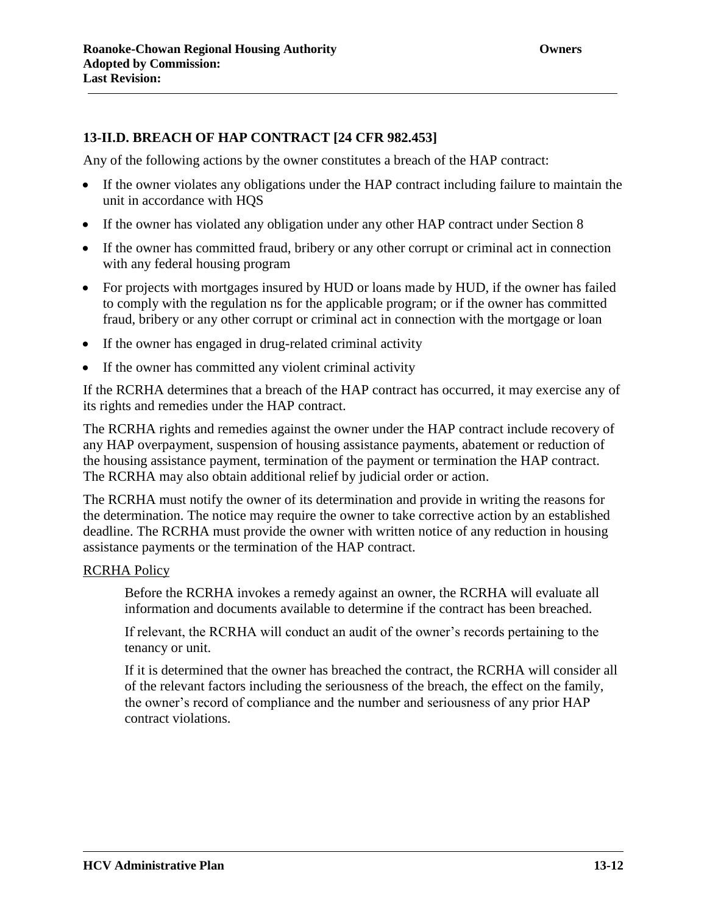## 13-II.D. BREACH OF HAP CONTRACT [24 CFR 982.453]

Any of the following actions by the owner constitutes a breach of the HAP contract:

- If the owner violates any obligations under the HAP contract including failure to maintain the unit in accordance with HQS
- If the owner has violated any obligation under any other HAP contract under Section 8
- If the owner has committed fraud, bribery or any other corrupt or criminal act in connection with any federal housing program
- For projects with mortgages insured by HUD or loans made by HUD, if the owner has failed to comply with the regulation ns for the applicable program; or if the owner has committed fraud, bribery or any other corrupt or criminal act in connection with the mortgage or loan
- If the owner has engaged in drug-related criminal activity
- If the owner has committed any violent criminal activity

If the RCRHA determines that a breach of the HAP contract has occurred, it may exercise any of its rights and remedies under the HAP contract.

The RCRHA rights and remedies against the owner under the HAP contract include recovery of any HAP overpayment, suspension of housing assistance payments, abatement or reduction of the housing assistance payment, termination of the payment or termination the HAP contract. The RCRHA may also obtain additional relief by judicial order or action.

The RCRHA must notify the owner of its determination and provide in writing the reasons for the determination. The notice may require the owner to take corrective action by an established deadline. The RCRHA must provide the owner with written notice of any reduction in housing assistance payments or the termination of the HAP contract.

RCRHA Policy

> Before the RCRHA invokes a remedy against an owner, the RCRHA will evaluate all information and documents available to determine if the contract has been breached.
>
> If relevant, the RCRHA will conduct an audit of the owner's records pertaining to the tenancy or unit.
>
> If it is determined that the owner has breached the contract, the RCRHA will consider all of the relevant factors including the seriousness of the breach, the effect on the family, the owner's record of compliance and the number and seriousness of any prior HAP contract violations.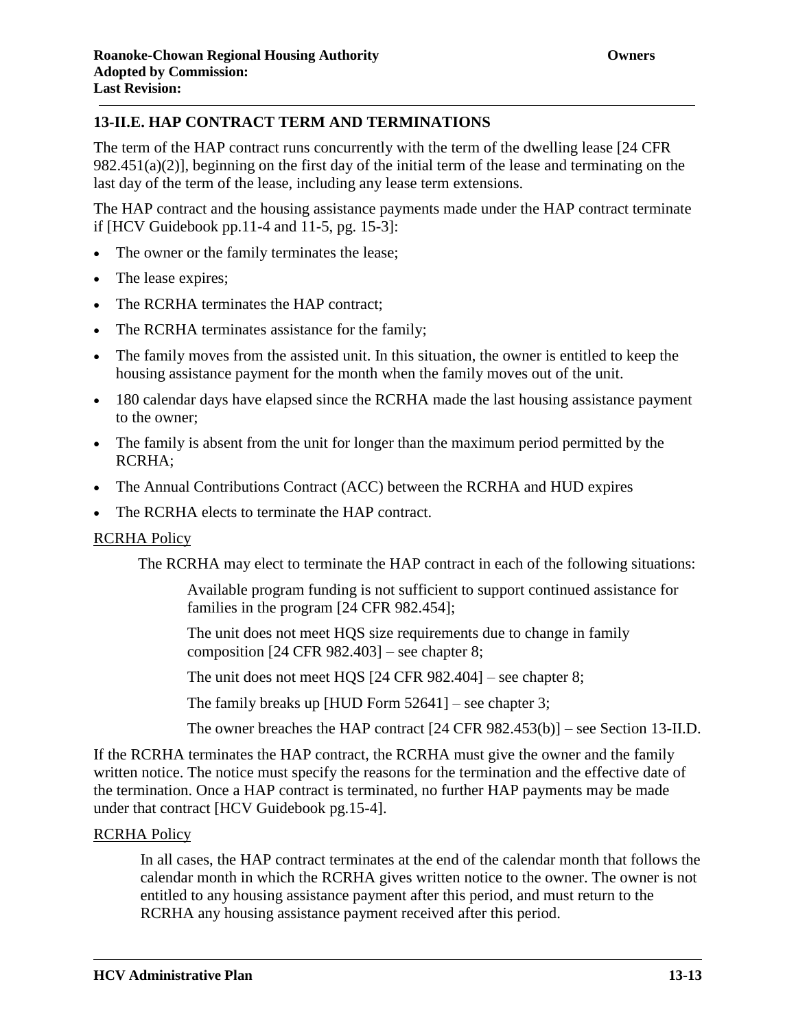## 13-II.E. HAP CONTRACT TERM AND TERMINATIONS

The term of the HAP contract runs concurrently with the term of the dwelling lease [24 CFR 982.451(a)(2)], beginning on the first day of the initial term of the lease and terminating on the last day of the term of the lease, including any lease term extensions.

The HAP contract and the housing assistance payments made under the HAP contract terminate if [HCV Guidebook pp.11-4 and 11-5, pg. 15-3]:

- The owner or the family terminates the lease;
- The lease expires;
- The RCRHA terminates the HAP contract;
- The RCRHA terminates assistance for the family;
- The family moves from the assisted unit. In this situation, the owner is entitled to keep the housing assistance payment for the month when the family moves out of the unit.
- 180 calendar days have elapsed since the RCRHA made the last housing assistance payment to the owner;
- The family is absent from the unit for longer than the maximum period permitted by the RCRHA;
- The Annual Contributions Contract (ACC) between the RCRHA and HUD expires
- The RCRHA elects to terminate the HAP contract.

<u>RCRHA Policy</u>

The RCRHA may elect to terminate the HAP contract in each of the following situations:

Available program funding is not sufficient to support continued assistance for families in the program [24 CFR 982.454];

The unit does not meet HQS size requirements due to change in family composition [24 CFR 982.403] – see chapter 8;

The unit does not meet HQS [24 CFR 982.404] – see chapter 8;

The family breaks up [HUD Form 52641] – see chapter 3;

The owner breaches the HAP contract [24 CFR 982.453(b)] – see Section 13-II.D.

If the RCRHA terminates the HAP contract, the RCRHA must give the owner and the family written notice. The notice must specify the reasons for the termination and the effective date of the termination. Once a HAP contract is terminated, no further HAP payments may be made under that contract [HCV Guidebook pg.15-4].

<u>RCRHA Policy</u>

In all cases, the HAP contract terminates at the end of the calendar month that follows the calendar month in which the RCRHA gives written notice to the owner. The owner is not entitled to any housing assistance payment after this period, and must return to the RCRHA any housing assistance payment received after this period.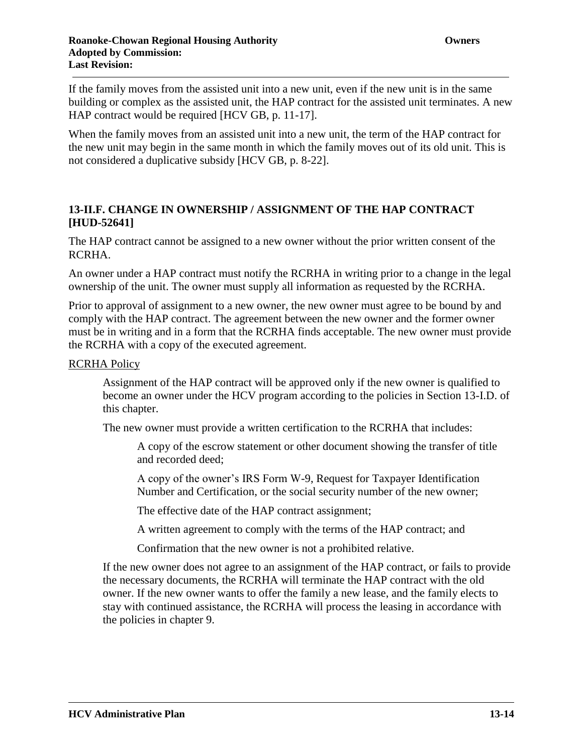If the family moves from the assisted unit into a new unit, even if the new unit is in the same building or complex as the assisted unit, the HAP contract for the assisted unit terminates. A new HAP contract would be required [HCV GB, p. 11-17].

When the family moves from an assisted unit into a new unit, the term of the HAP contract for the new unit may begin in the same month in which the family moves out of its old unit. This is not considered a duplicative subsidy [HCV GB, p. 8-22].

### 13-II.F. CHANGE IN OWNERSHIP / ASSIGNMENT OF THE HAP CONTRACT [HUD-52641]

The HAP contract cannot be assigned to a new owner without the prior written consent of the RCRHA.

An owner under a HAP contract must notify the RCRHA in writing prior to a change in the legal ownership of the unit. The owner must supply all information as requested by the RCRHA.

Prior to approval of assignment to a new owner, the new owner must agree to be bound by and comply with the HAP contract. The agreement between the new owner and the former owner must be in writing and in a form that the RCRHA finds acceptable. The new owner must provide the RCRHA with a copy of the executed agreement.

<u>RCRHA Policy</u>

> Assignment of the HAP contract will be approved only if the new owner is qualified to become an owner under the HCV program according to the policies in Section 13-I.D. of this chapter.
>
> The new owner must provide a written certification to the RCRHA that includes:
>
> > A copy of the escrow statement or other document showing the transfer of title and recorded deed;
> >
> > A copy of the owner's IRS Form W-9, Request for Taxpayer Identification Number and Certification, or the social security number of the new owner;
> >
> > The effective date of the HAP contract assignment;
> >
> > A written agreement to comply with the terms of the HAP contract; and
> >
> > Confirmation that the new owner is not a prohibited relative.
>
> If the new owner does not agree to an assignment of the HAP contract, or fails to provide the necessary documents, the RCRHA will terminate the HAP contract with the old owner. If the new owner wants to offer the family a new lease, and the family elects to stay with continued assistance, the RCRHA will process the leasing in accordance with the policies in chapter 9.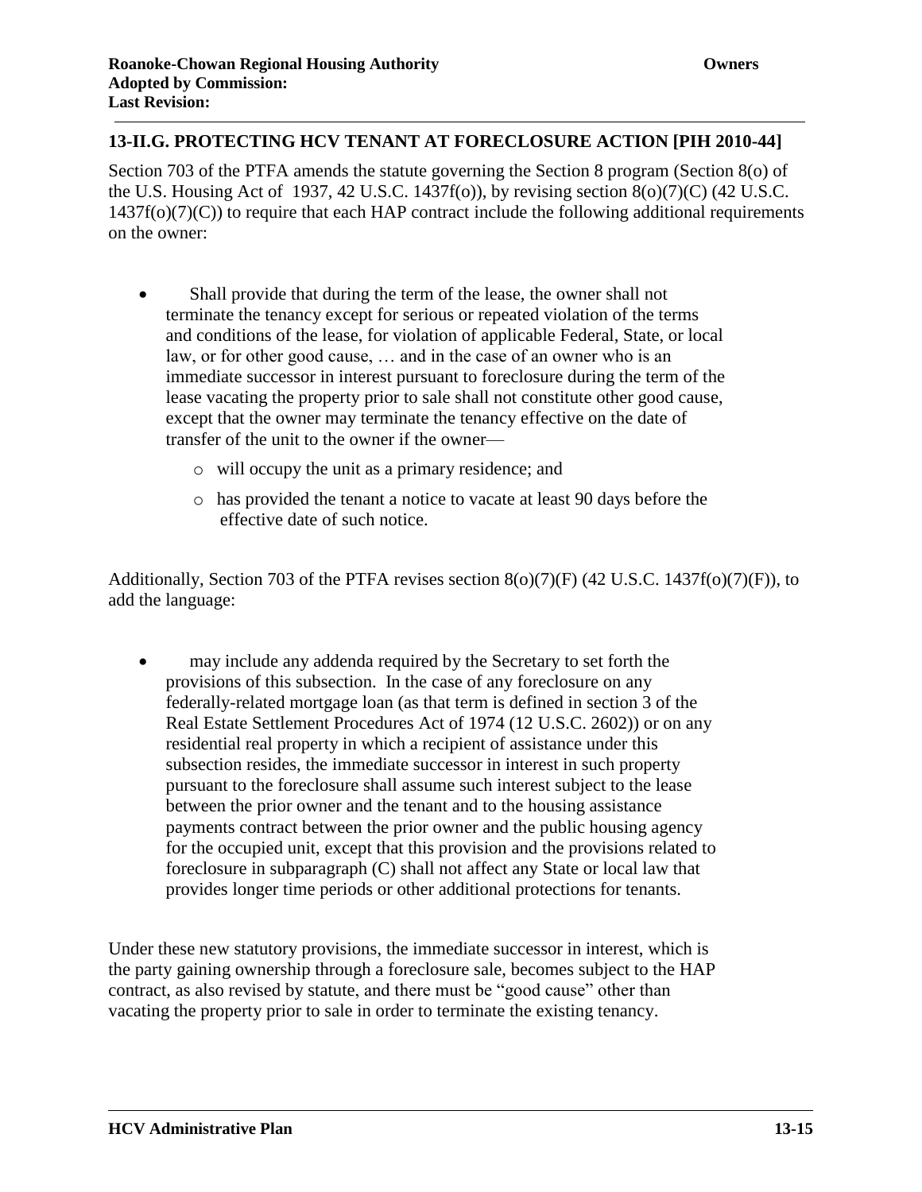## 13-II.G. PROTECTING HCV TENANT AT FORECLOSURE ACTION [PIH 2010-44]

Section 703 of the PTFA amends the statute governing the Section 8 program (Section 8(o) of the U.S. Housing Act of 1937, 42 U.S.C. 1437f(o)), by revising section 8(o)(7)(C) (42 U.S.C. 1437f(o)(7)(C)) to require that each HAP contract include the following additional requirements on the owner:

- Shall provide that during the term of the lease, the owner shall not terminate the tenancy except for serious or repeated violation of the terms and conditions of the lease, for violation of applicable Federal, State, or local law, or for other good cause, … and in the case of an owner who is an immediate successor in interest pursuant to foreclosure during the term of the lease vacating the property prior to sale shall not constitute other good cause, except that the owner may terminate the tenancy effective on the date of transfer of the unit to the owner if the owner—
  - will occupy the unit as a primary residence; and
  - has provided the tenant a notice to vacate at least 90 days before the effective date of such notice.

Additionally, Section 703 of the PTFA revises section 8(o)(7)(F) (42 U.S.C. 1437f(o)(7)(F)), to add the language:

- may include any addenda required by the Secretary to set forth the provisions of this subsection. In the case of any foreclosure on any federally-related mortgage loan (as that term is defined in section 3 of the Real Estate Settlement Procedures Act of 1974 (12 U.S.C. 2602)) or on any residential real property in which a recipient of assistance under this subsection resides, the immediate successor in interest in such property pursuant to the foreclosure shall assume such interest subject to the lease between the prior owner and the tenant and to the housing assistance payments contract between the prior owner and the public housing agency for the occupied unit, except that this provision and the provisions related to foreclosure in subparagraph (C) shall not affect any State or local law that provides longer time periods or other additional protections for tenants.

Under these new statutory provisions, the immediate successor in interest, which is the party gaining ownership through a foreclosure sale, becomes subject to the HAP contract, as also revised by statute, and there must be "good cause" other than vacating the property prior to sale in order to terminate the existing tenancy.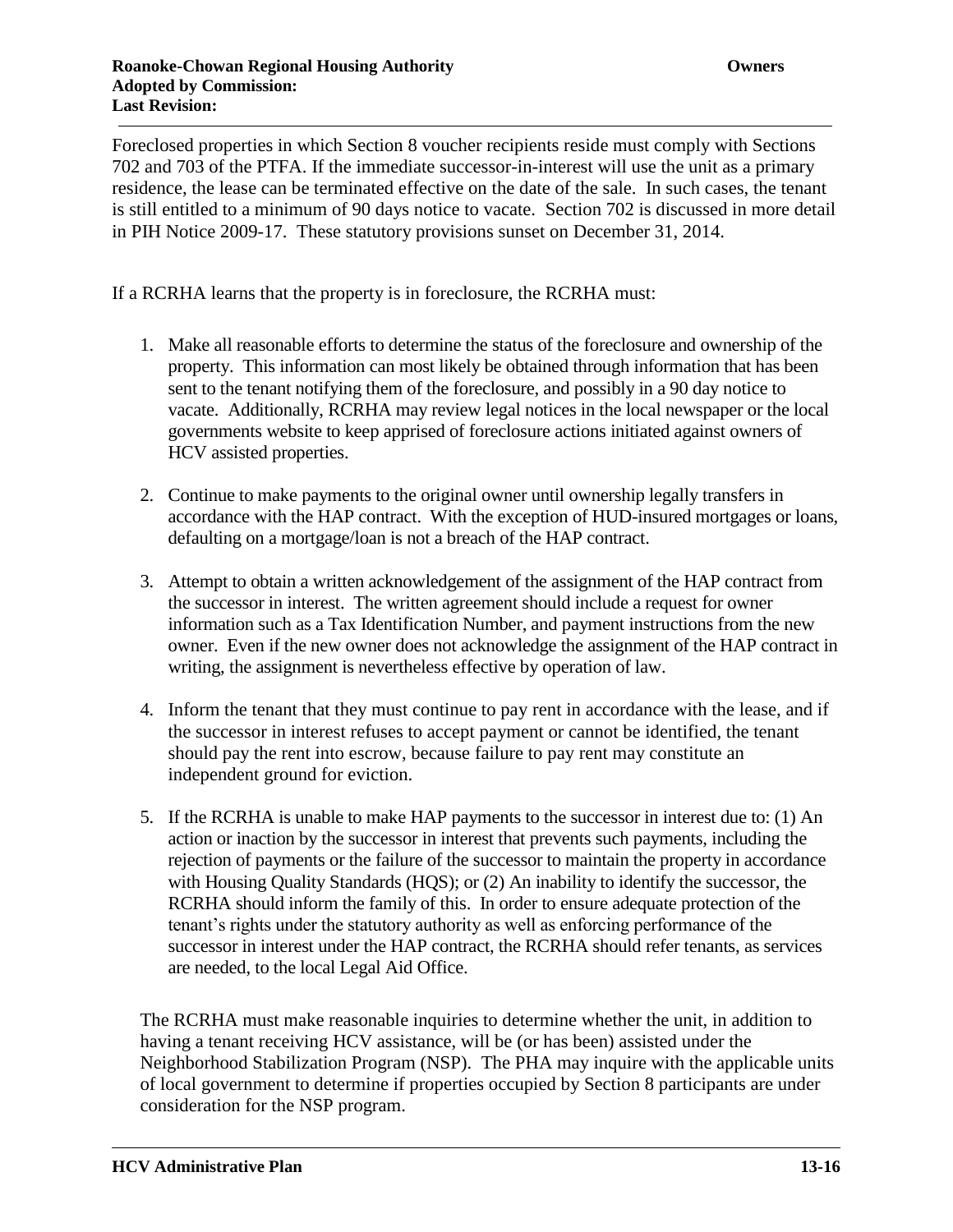Foreclosed properties in which Section 8 voucher recipients reside must comply with Sections 702 and 703 of the PTFA. If the immediate successor-in-interest will use the unit as a primary residence, the lease can be terminated effective on the date of the sale. In such cases, the tenant is still entitled to a minimum of 90 days notice to vacate. Section 702 is discussed in more detail in PIH Notice 2009-17. These statutory provisions sunset on December 31, 2014.

If a RCRHA learns that the property is in foreclosure, the RCRHA must:

1. Make all reasonable efforts to determine the status of the foreclosure and ownership of the property. This information can most likely be obtained through information that has been sent to the tenant notifying them of the foreclosure, and possibly in a 90 day notice to vacate. Additionally, RCRHA may review legal notices in the local newspaper or the local governments website to keep apprised of foreclosure actions initiated against owners of HCV assisted properties.

2. Continue to make payments to the original owner until ownership legally transfers in accordance with the HAP contract. With the exception of HUD-insured mortgages or loans, defaulting on a mortgage/loan is not a breach of the HAP contract.

3. Attempt to obtain a written acknowledgement of the assignment of the HAP contract from the successor in interest. The written agreement should include a request for owner information such as a Tax Identification Number, and payment instructions from the new owner. Even if the new owner does not acknowledge the assignment of the HAP contract in writing, the assignment is nevertheless effective by operation of law.

4. Inform the tenant that they must continue to pay rent in accordance with the lease, and if the successor in interest refuses to accept payment or cannot be identified, the tenant should pay the rent into escrow, because failure to pay rent may constitute an independent ground for eviction.

5. If the RCRHA is unable to make HAP payments to the successor in interest due to: (1) An action or inaction by the successor in interest that prevents such payments, including the rejection of payments or the failure of the successor to maintain the property in accordance with Housing Quality Standards (HQS); or (2) An inability to identify the successor, the RCRHA should inform the family of this. In order to ensure adequate protection of the tenant's rights under the statutory authority as well as enforcing performance of the successor in interest under the HAP contract, the RCRHA should refer tenants, as services are needed, to the local Legal Aid Office.

The RCRHA must make reasonable inquiries to determine whether the unit, in addition to having a tenant receiving HCV assistance, will be (or has been) assisted under the Neighborhood Stabilization Program (NSP). The PHA may inquire with the applicable units of local government to determine if properties occupied by Section 8 participants are under consideration for the NSP program.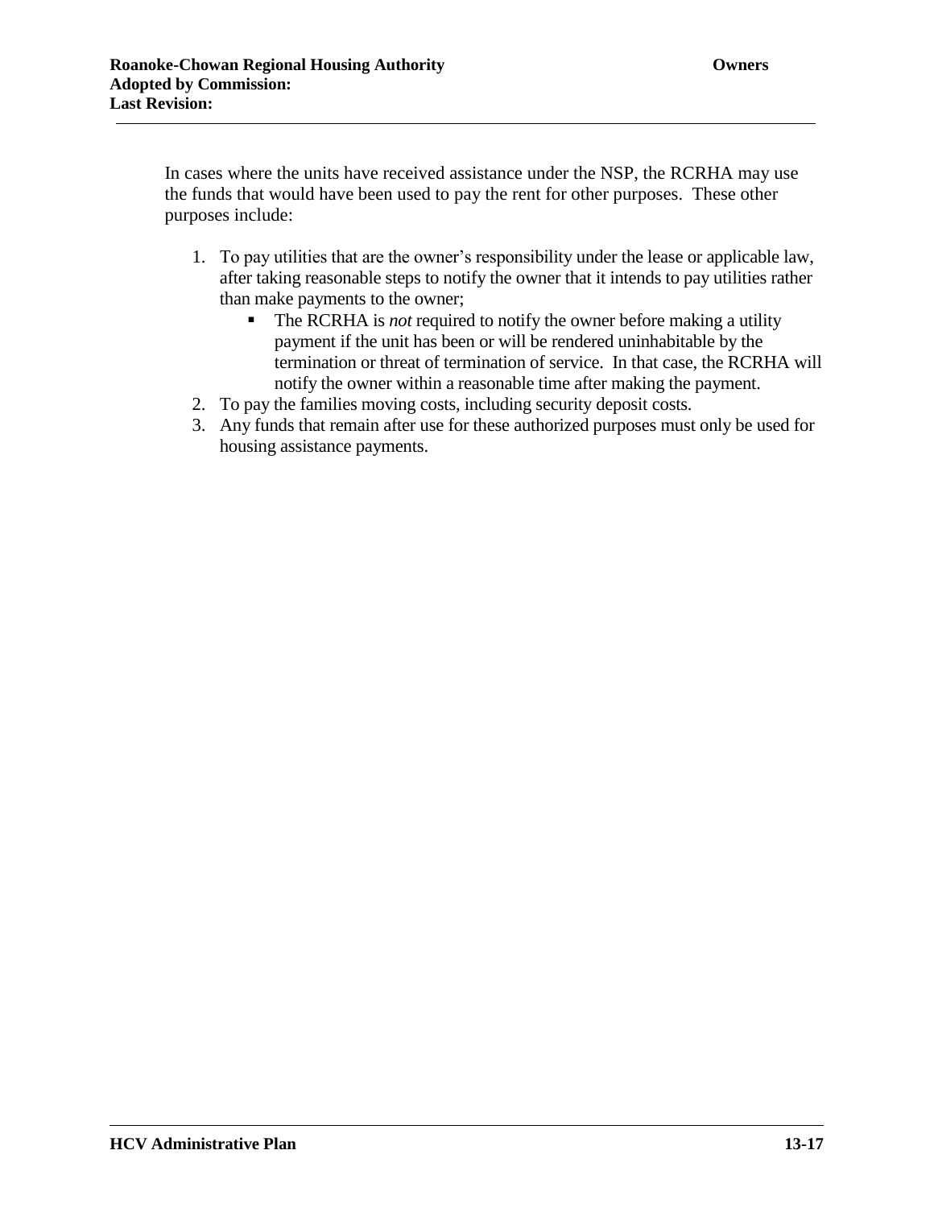In cases where the units have received assistance under the NSP, the RCRHA may use the funds that would have been used to pay the rent for other purposes. These other purposes include:

1. To pay utilities that are the owner's responsibility under the lease or applicable law, after taking reasonable steps to notify the owner that it intends to pay utilities rather than make payments to the owner;
   - The RCRHA is *not* required to notify the owner before making a utility payment if the unit has been or will be rendered uninhabitable by the termination or threat of termination of service. In that case, the RCRHA will notify the owner within a reasonable time after making the payment.
2. To pay the families moving costs, including security deposit costs.
3. Any funds that remain after use for these authorized purposes must only be used for housing assistance payments.